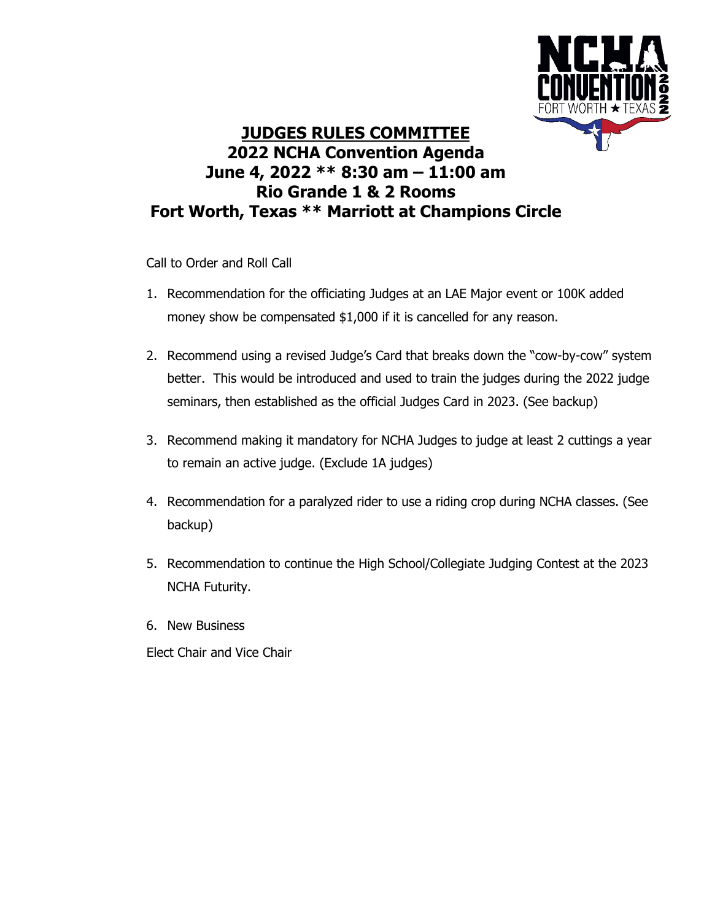# JUDGES RULES COMMITTEE

## 2022 NCHA Convention Agenda

## June 4, 2022 ** 8:30 am – 11:00 am

## Rio Grande 1 & 2 Rooms

## Fort Worth, Texas ** Marriott at Champions Circle

Call to Order and Roll Call

1. Recommendation for the officiating Judges at an LAE Major event or 100K added money show be compensated $1,000 if it is cancelled for any reason.
2. Recommend using a revised Judge's Card that breaks down the "cow-by-cow" system better. This would be introduced and used to train the judges during the 2022 judge seminars, then established as the official Judges Card in 2023. (See backup)
3. Recommend making it mandatory for NCHA Judges to judge at least 2 cuttings a year to remain an active judge. (Exclude 1A judges)
4. Recommendation for a paralyzed rider to use a riding crop during NCHA classes. (See backup)
5. Recommendation to continue the High School/Collegiate Judging Contest at the 2023 NCHA Futurity.
6. New Business

Elect Chair and Vice Chair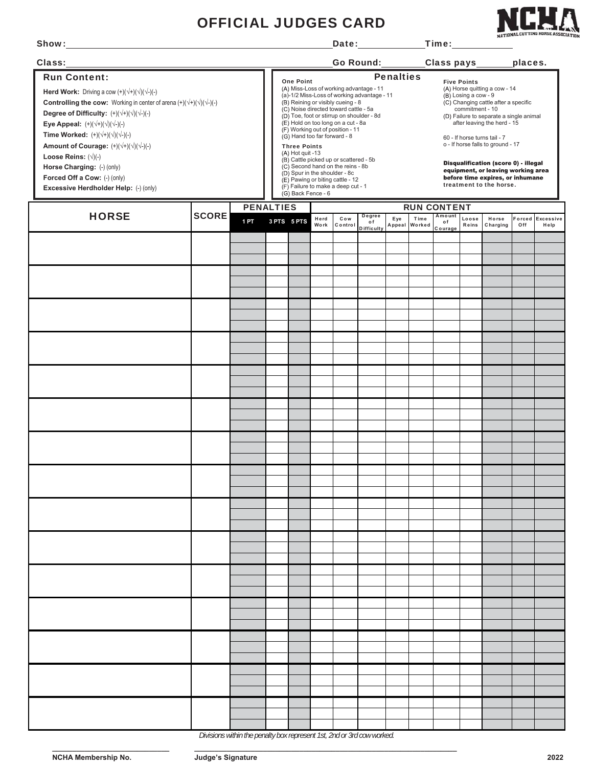# OFFICIAL JUDGES CARD

NCHA NATIONAL CUTTING HORSE ASSOCIATION

**Show:** ______________________ **Date:** __________ **Time:** __________

**Class:** ______________________ **Go Round:** __________ **Class pays** ______ **places.**

## Run Content:

**Herd Work:** Driving a cow (+)(√+)(√)(√-)(-)

**Controlling the cow:** Working in center of arena (+)(√+)(√)(√-)(-)

**Degree of Difficulty:** (+)(√+)(√)(√-)(-)

**Eye Appeal:** (+)(√+)(√)(√-)(-)

**Time Worked:** (+)(√+)(√)(√-)(-)

**Amount of Courage:** (+)(√+)(√)(√-)(-)

**Loose Reins:** (√)(-)

**Horse Charging:** (-) (only)

**Forced Off a Cow:** (-) (only)

**Excessive Herdholder Help:** (-) (only)

## Penalties

**One Point**

(A) Miss-Loss of working advantage - 11
(a)-1/2 Miss-Loss of working advantage - 11
(B) Reining or visibly cueing - 8
(C) Noise directed toward cattle - 5a
(D) Toe, foot or stirrup on shoulder - 8d
(E) Hold on too long on a cut - 8a
(F) Working out of position - 11
(G) Hand too far forward - 8

**Three Points**

(A) Hot quit -13
(B) Cattle picked up or scattered - 5b
(C) Second hand on the reins - 8b
(D) Spur in the shoulder - 8c
(E) Pawing or biting cattle - 12
(F) Failure to make a deep cut - 1
(G) Back Fence - 6

**Five Points**

(A) Horse quitting a cow - 14
(B) Losing a cow - 9
(C) Changing cattle after a specific commitment - 10
(D) Failure to separate a single animal after leaving the herd - 15

60 - If horse turns tail - 7
o - If horse falls to ground - 17

**Disqualification (score 0) - illegal equipment, or leaving working area before time expires, or inhumane treatment to the horse.**

| HORSE | SCORE | PENALTIES | | | RUN CONTENT | | | | | | | | | |
|---|---|---|---|---|---|---|---|---|---|---|---|---|---|---|
| | | 1 PT | 3 PTS | 5 PTS | Herd Work | Cow Control | Degree of Difficulty | Eye Appeal | Time Worked | Amount of Courage | Loose Reins | Horse Charging | Forced Off | Excessive Help |
| | | | | | | | | | | | | | | |
| | | | | | | | | | | | | | | |
| | | | | | | | | | | | | | | |
| | | | | | | | | | | | | | | |
| | | | | | | | | | | | | | | |
| | | | | | | | | | | | | | | |
| | | | | | | | | | | | | | | |
| | | | | | | | | | | | | | | |
| | | | | | | | | | | | | | | |
| | | | | | | | | | | | | | | |
| | | | | | | | | | | | | | | |
| | | | | | | | | | | | | | | |
| | | | | | | | | | | | | | | |
| | | | | | | | | | | | | | | |
| | | | | | | | | | | | | | | |

*Divisions within the penalty box represent 1st, 2nd or 3rd cow worked.*

**NCHA Membership No.** ______________ **Judge's Signature** ______________ **2022**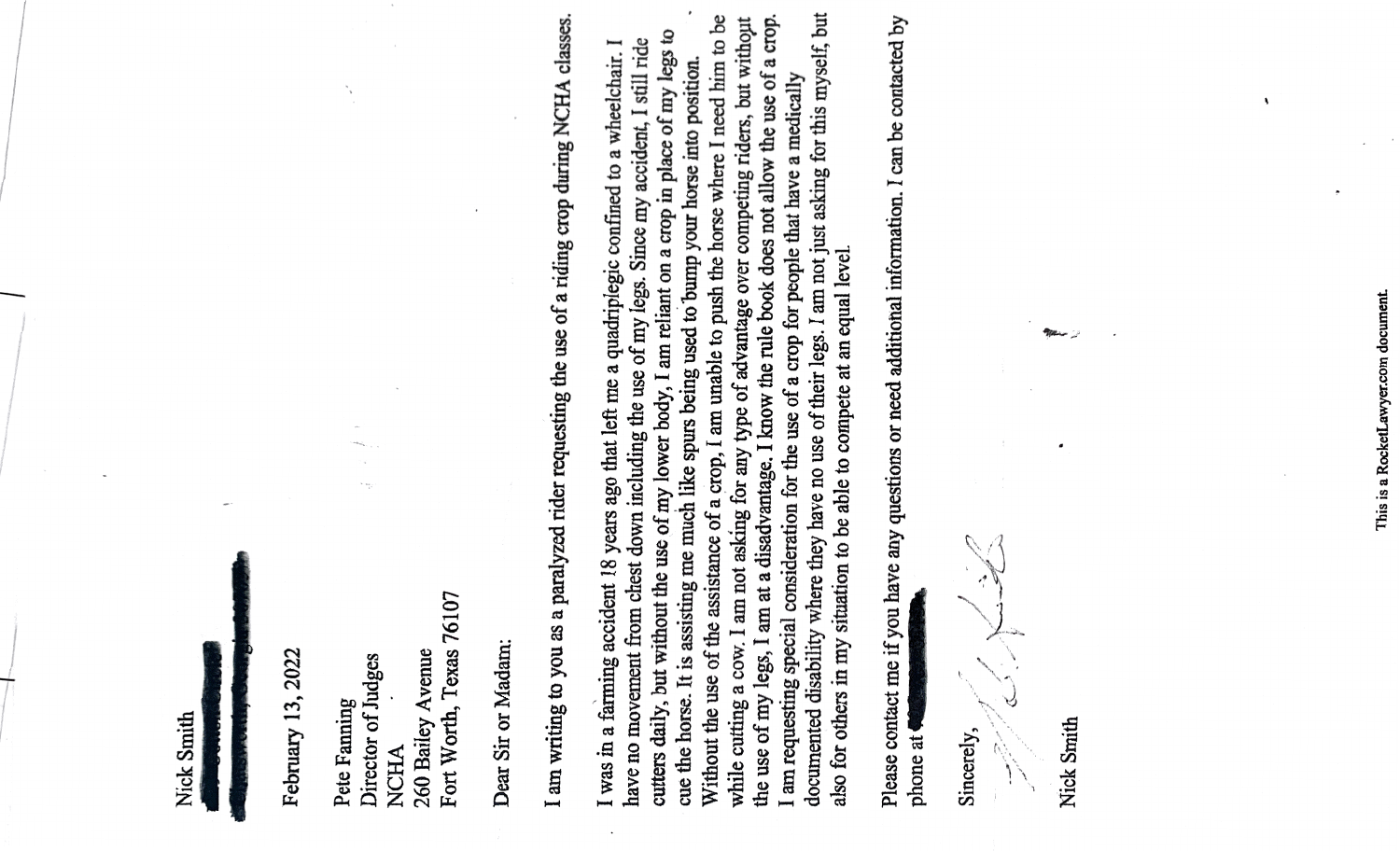Nick Smith

February 13, 2022

Pete Fanning
Director of Judges
NCHA
260 Bailey Avenue
Fort Worth, Texas 76107

Dear Sir or Madam:

I am writing to you as a paralyzed rider requesting the use of a riding crop during NCHA classes.

I was in a farming accident 18 years ago that left me a quadriplegic confined to a wheelchair. I have no movement from chest down including the use of my legs. Since my accident, I still ride cutters daily, but without the use of my lower body, I am reliant on a crop in place of my legs to cue the horse. It is assisting me much like spurs being used to bump your horse into position. Without the use of the assistance of a crop, I am unable to push the horse where I need him to be while cutting a cow. I am not asking for any type of advantage over competing riders, but without the use of my legs, I am at a disadvantage, I know the rule book does not allow the use of a crop. I am requesting special consideration for the use of a crop for people that have a medically documented disability where they have no use of their legs. I am not just asking for this myself, but also for others in my situation to be able to compete at an equal level.

Please contact me if you have any questions or need additional information. I can be contacted by phone at

Sincerely,

Nick Smith

This is a RocketLawyer.com document.